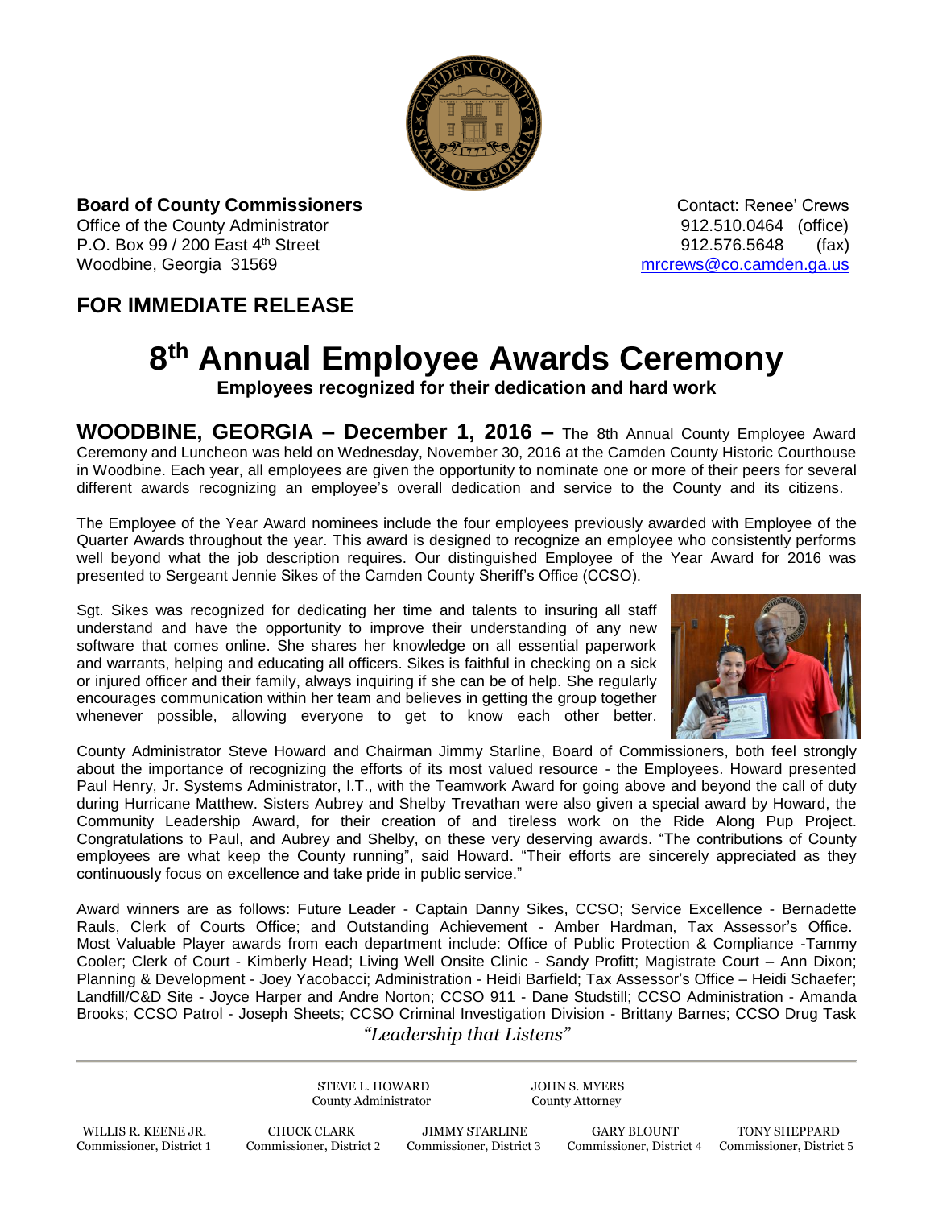**Board of County Commissioners**
Office of the County Administrator
P.O. Box 99 / 200 East 4th Street
Woodbine, Georgia 31569

Contact: Renee' Crews
912.510.0464 (office)
912.576.5648 (fax)
mrcrews@co.camden.ga.us

## FOR IMMEDIATE RELEASE

# 8th Annual Employee Awards Ceremony

**Employees recognized for their dedication and hard work**

**WOODBINE, GEORGIA – December 1, 2016 –** The 8th Annual County Employee Award Ceremony and Luncheon was held on Wednesday, November 30, 2016 at the Camden County Historic Courthouse in Woodbine. Each year, all employees are given the opportunity to nominate one or more of their peers for several different awards recognizing an employee's overall dedication and service to the County and its citizens.

The Employee of the Year Award nominees include the four employees previously awarded with Employee of the Quarter Awards throughout the year. This award is designed to recognize an employee who consistently performs well beyond what the job description requires. Our distinguished Employee of the Year Award for 2016 was presented to Sergeant Jennie Sikes of the Camden County Sheriff's Office (CCSO).

Sgt. Sikes was recognized for dedicating her time and talents to insuring all staff understand and have the opportunity to improve their understanding of any new software that comes online. She shares her knowledge on all essential paperwork and warrants, helping and educating all officers. Sikes is faithful in checking on a sick or injured officer and their family, always inquiring if she can be of help. She regularly encourages communication within her team and believes in getting the group together whenever possible, allowing everyone to get to know each other better.

County Administrator Steve Howard and Chairman Jimmy Starline, Board of Commissioners, both feel strongly about the importance of recognizing the efforts of its most valued resource - the Employees. Howard presented Paul Henry, Jr. Systems Administrator, I.T., with the Teamwork Award for going above and beyond the call of duty during Hurricane Matthew. Sisters Aubrey and Shelby Trevathan were also given a special award by Howard, the Community Leadership Award, for their creation of and tireless work on the Ride Along Pup Project. Congratulations to Paul, and Aubrey and Shelby, on these very deserving awards. "The contributions of County employees are what keep the County running", said Howard. "Their efforts are sincerely appreciated as they continuously focus on excellence and take pride in public service."

Award winners are as follows: Future Leader - Captain Danny Sikes, CCSO; Service Excellence - Bernadette Rauls, Clerk of Courts Office; and Outstanding Achievement - Amber Hardman, Tax Assessor's Office. Most Valuable Player awards from each department include: Office of Public Protection & Compliance -Tammy Cooler; Clerk of Court - Kimberly Head; Living Well Onsite Clinic - Sandy Profitt; Magistrate Court – Ann Dixon; Planning & Development - Joey Yacobacci; Administration - Heidi Barfield; Tax Assessor's Office – Heidi Schaefer; Landfill/C&D Site - Joyce Harper and Andre Norton; CCSO 911 - Dane Studstill; CCSO Administration - Amanda Brooks; CCSO Patrol - Joseph Sheets; CCSO Criminal Investigation Division - Brittany Barnes; CCSO Drug Task

*"Leadership that Listens"*

STEVE L. HOWARD, County Administrator
JOHN S. MYERS, County Attorney

WILLIS R. KEENE JR., Commissioner, District 1
CHUCK CLARK, Commissioner, District 2
JIMMY STARLINE, Commissioner, District 3
GARY BLOUNT, Commissioner, District 4
TONY SHEPPARD, Commissioner, District 5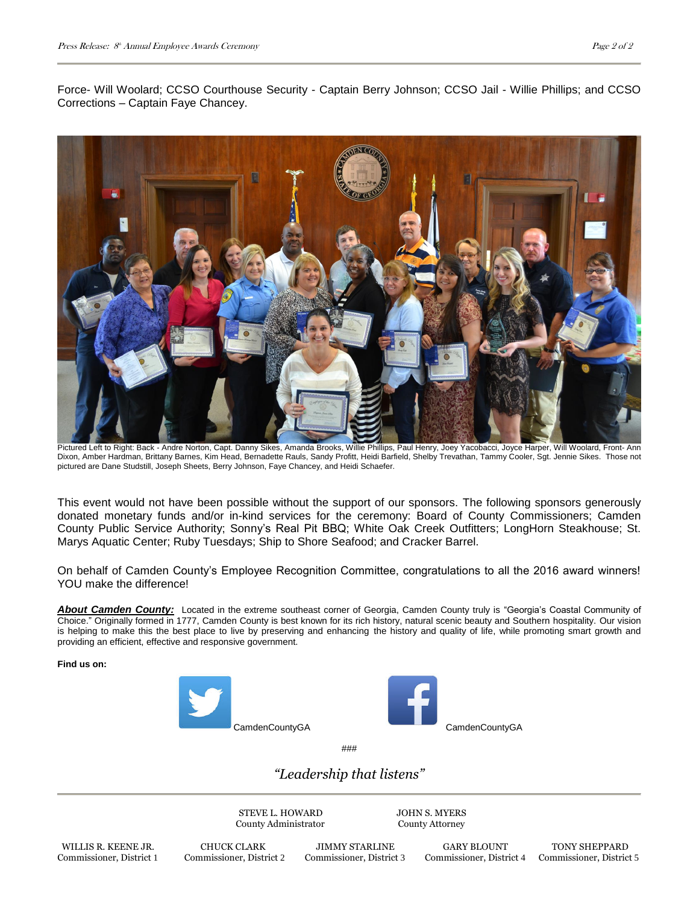Force- Will Woolard; CCSO Courthouse Security - Captain Berry Johnson; CCSO Jail - Willie Phillips; and CCSO Corrections – Captain Faye Chancey.

Pictured Left to Right: Back - Andre Norton, Capt. Danny Sikes, Amanda Brooks, Willie Phillips, Paul Henry, Joey Yacobacci, Joyce Harper, Will Woolard, Front- Ann Dixon, Amber Hardman, Brittany Barnes, Kim Head, Bernadette Rauls, Sandy Profitt, Heidi Barfield, Shelby Trevathan, Tammy Cooler, Sgt. Jennie Sikes. Those not pictured are Dane Studstill, Joseph Sheets, Berry Johnson, Faye Chancey, and Heidi Schaefer.

This event would not have been possible without the support of our sponsors. The following sponsors generously donated monetary funds and/or in-kind services for the ceremony: Board of County Commissioners; Camden County Public Service Authority; Sonny's Real Pit BBQ; White Oak Creek Outfitters; LongHorn Steakhouse; St. Marys Aquatic Center; Ruby Tuesdays; Ship to Shore Seafood; and Cracker Barrel.

On behalf of Camden County's Employee Recognition Committee, congratulations to all the 2016 award winners! YOU make the difference!

***About Camden County:*** Located in the extreme southeast corner of Georgia, Camden County truly is "Georgia's Coastal Community of Choice." Originally formed in 1777, Camden County is best known for its rich history, natural scenic beauty and Southern hospitality. Our vision is helping to make this the best place to live by preserving and enhancing the history and quality of life, while promoting smart growth and providing an efficient, effective and responsive government.

**Find us on:**

CamdenCountyGA CamdenCountyGA

###

*"Leadership that listens"*

STEVE L. HOWARD
County Administrator

JOHN S. MYERS
County Attorney

WILLIS R. KEENE JR.
Commissioner, District 1

CHUCK CLARK
Commissioner, District 2

JIMMY STARLINE
Commissioner, District 3

GARY BLOUNT
Commissioner, District 4

TONY SHEPPARD
Commissioner, District 5